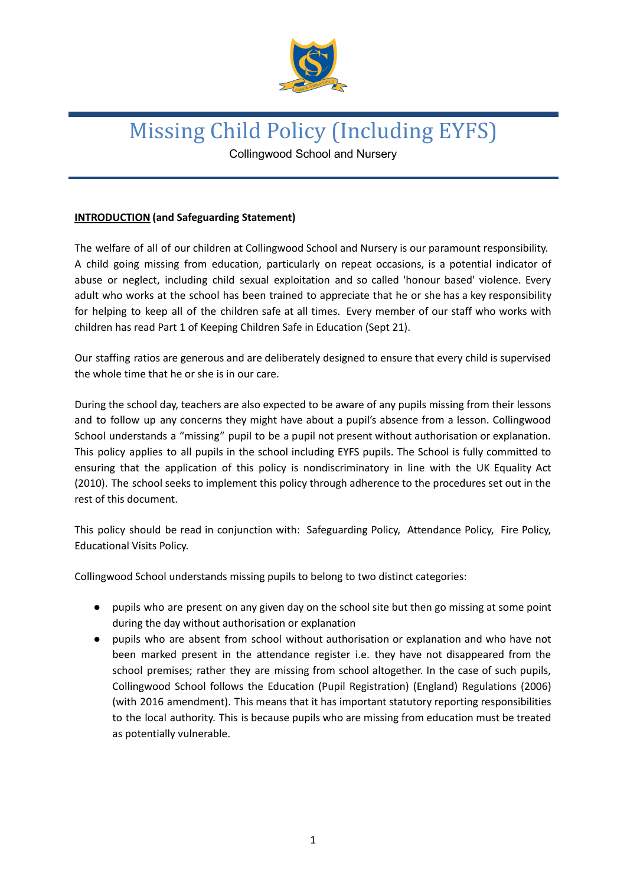# Missing Child Policy (Including EYFS)

Collingwood School and Nursery

**<u>INTRODUCTION</u> (and Safeguarding Statement)**

The welfare of all of our children at Collingwood School and Nursery is our paramount responsibility. A child going missing from education, particularly on repeat occasions, is a potential indicator of abuse or neglect, including child sexual exploitation and so called 'honour based' violence. Every adult who works at the school has been trained to appreciate that he or she has a key responsibility for helping to keep all of the children safe at all times. Every member of our staff who works with children has read Part 1 of Keeping Children Safe in Education (Sept 21).

Our staffing ratios are generous and are deliberately designed to ensure that every child is supervised the whole time that he or she is in our care.

During the school day, teachers are also expected to be aware of any pupils missing from their lessons and to follow up any concerns they might have about a pupil's absence from a lesson. Collingwood School understands a "missing" pupil to be a pupil not present without authorisation or explanation. This policy applies to all pupils in the school including EYFS pupils. The School is fully committed to ensuring that the application of this policy is nondiscriminatory in line with the UK Equality Act (2010). The school seeks to implement this policy through adherence to the procedures set out in the rest of this document.

This policy should be read in conjunction with: Safeguarding Policy, Attendance Policy, Fire Policy, Educational Visits Policy.

Collingwood School understands missing pupils to belong to two distinct categories:

- pupils who are present on any given day on the school site but then go missing at some point during the day without authorisation or explanation
- pupils who are absent from school without authorisation or explanation and who have not been marked present in the attendance register i.e. they have not disappeared from the school premises; rather they are missing from school altogether. In the case of such pupils, Collingwood School follows the Education (Pupil Registration) (England) Regulations (2006) (with 2016 amendment). This means that it has important statutory reporting responsibilities to the local authority. This is because pupils who are missing from education must be treated as potentially vulnerable.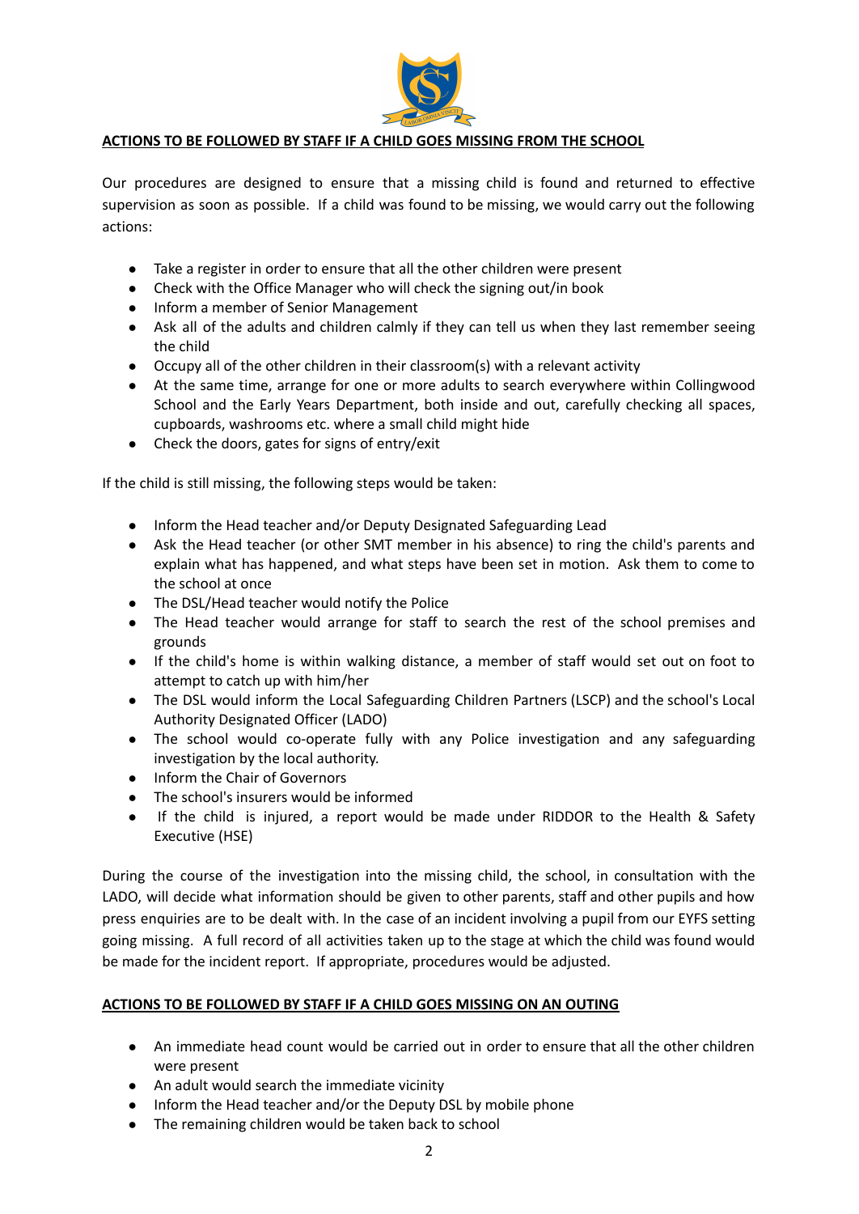## ACTIONS TO BE FOLLOWED BY STAFF IF A CHILD GOES MISSING FROM THE SCHOOL

Our procedures are designed to ensure that a missing child is found and returned to effective supervision as soon as possible. If a child was found to be missing, we would carry out the following actions:

- Take a register in order to ensure that all the other children were present
- Check with the Office Manager who will check the signing out/in book
- Inform a member of Senior Management
- Ask all of the adults and children calmly if they can tell us when they last remember seeing the child
- Occupy all of the other children in their classroom(s) with a relevant activity
- At the same time, arrange for one or more adults to search everywhere within Collingwood School and the Early Years Department, both inside and out, carefully checking all spaces, cupboards, washrooms etc. where a small child might hide
- Check the doors, gates for signs of entry/exit

If the child is still missing, the following steps would be taken:

- Inform the Head teacher and/or Deputy Designated Safeguarding Lead
- Ask the Head teacher (or other SMT member in his absence) to ring the child's parents and explain what has happened, and what steps have been set in motion. Ask them to come to the school at once
- The DSL/Head teacher would notify the Police
- The Head teacher would arrange for staff to search the rest of the school premises and grounds
- If the child's home is within walking distance, a member of staff would set out on foot to attempt to catch up with him/her
- The DSL would inform the Local Safeguarding Children Partners (LSCP) and the school's Local Authority Designated Officer (LADO)
- The school would co-operate fully with any Police investigation and any safeguarding investigation by the local authority.
- Inform the Chair of Governors
- The school's insurers would be informed
- If the child is injured, a report would be made under RIDDOR to the Health & Safety Executive (HSE)

During the course of the investigation into the missing child, the school, in consultation with the LADO, will decide what information should be given to other parents, staff and other pupils and how press enquiries are to be dealt with. In the case of an incident involving a pupil from our EYFS setting going missing. A full record of all activities taken up to the stage at which the child was found would be made for the incident report. If appropriate, procedures would be adjusted.

## ACTIONS TO BE FOLLOWED BY STAFF IF A CHILD GOES MISSING ON AN OUTING

- An immediate head count would be carried out in order to ensure that all the other children were present
- An adult would search the immediate vicinity
- Inform the Head teacher and/or the Deputy DSL by mobile phone
- The remaining children would be taken back to school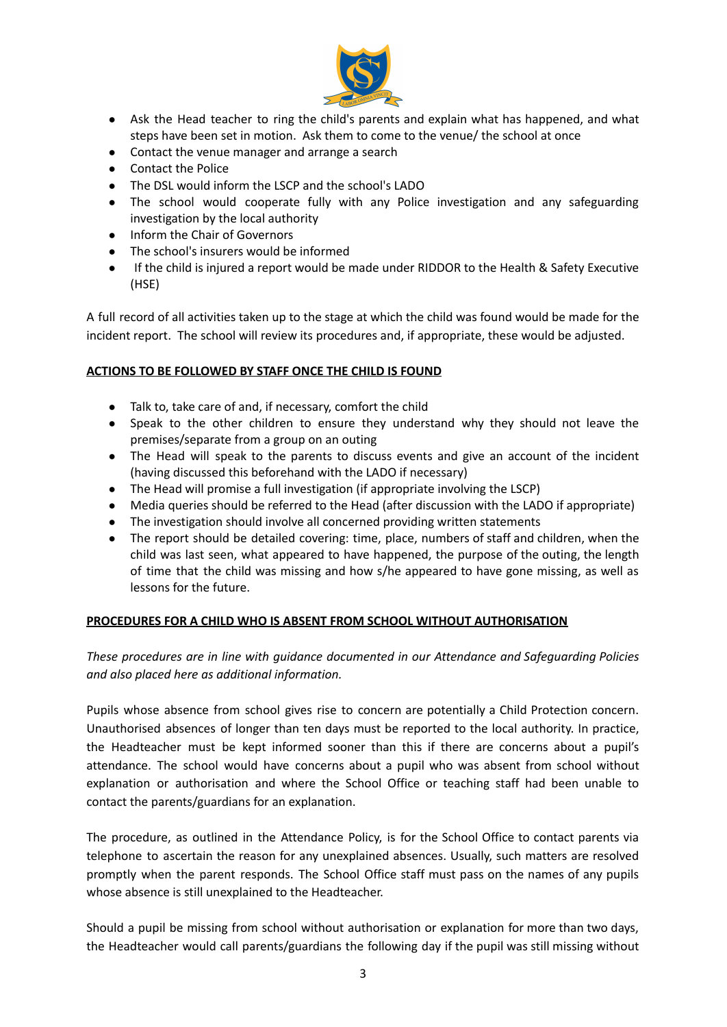- Ask the Head teacher to ring the child's parents and explain what has happened, and what steps have been set in motion. Ask them to come to the venue/ the school at once
- Contact the venue manager and arrange a search
- Contact the Police
- The DSL would inform the LSCP and the school's LADO
- The school would cooperate fully with any Police investigation and any safeguarding investigation by the local authority
- Inform the Chair of Governors
- The school's insurers would be informed
- If the child is injured a report would be made under RIDDOR to the Health & Safety Executive (HSE)

A full record of all activities taken up to the stage at which the child was found would be made for the incident report. The school will review its procedures and, if appropriate, these would be adjusted.

**ACTIONS TO BE FOLLOWED BY STAFF ONCE THE CHILD IS FOUND**

- Talk to, take care of and, if necessary, comfort the child
- Speak to the other children to ensure they understand why they should not leave the premises/separate from a group on an outing
- The Head will speak to the parents to discuss events and give an account of the incident (having discussed this beforehand with the LADO if necessary)
- The Head will promise a full investigation (if appropriate involving the LSCP)
- Media queries should be referred to the Head (after discussion with the LADO if appropriate)
- The investigation should involve all concerned providing written statements
- The report should be detailed covering: time, place, numbers of staff and children, when the child was last seen, what appeared to have happened, the purpose of the outing, the length of time that the child was missing and how s/he appeared to have gone missing, as well as lessons for the future.

**PROCEDURES FOR A CHILD WHO IS ABSENT FROM SCHOOL WITHOUT AUTHORISATION**

*These procedures are in line with guidance documented in our Attendance and Safeguarding Policies and also placed here as additional information.*

Pupils whose absence from school gives rise to concern are potentially a Child Protection concern. Unauthorised absences of longer than ten days must be reported to the local authority. In practice, the Headteacher must be kept informed sooner than this if there are concerns about a pupil's attendance. The school would have concerns about a pupil who was absent from school without explanation or authorisation and where the School Office or teaching staff had been unable to contact the parents/guardians for an explanation.

The procedure, as outlined in the Attendance Policy, is for the School Office to contact parents via telephone to ascertain the reason for any unexplained absences. Usually, such matters are resolved promptly when the parent responds. The School Office staff must pass on the names of any pupils whose absence is still unexplained to the Headteacher.

Should a pupil be missing from school without authorisation or explanation for more than two days, the Headteacher would call parents/guardians the following day if the pupil was still missing without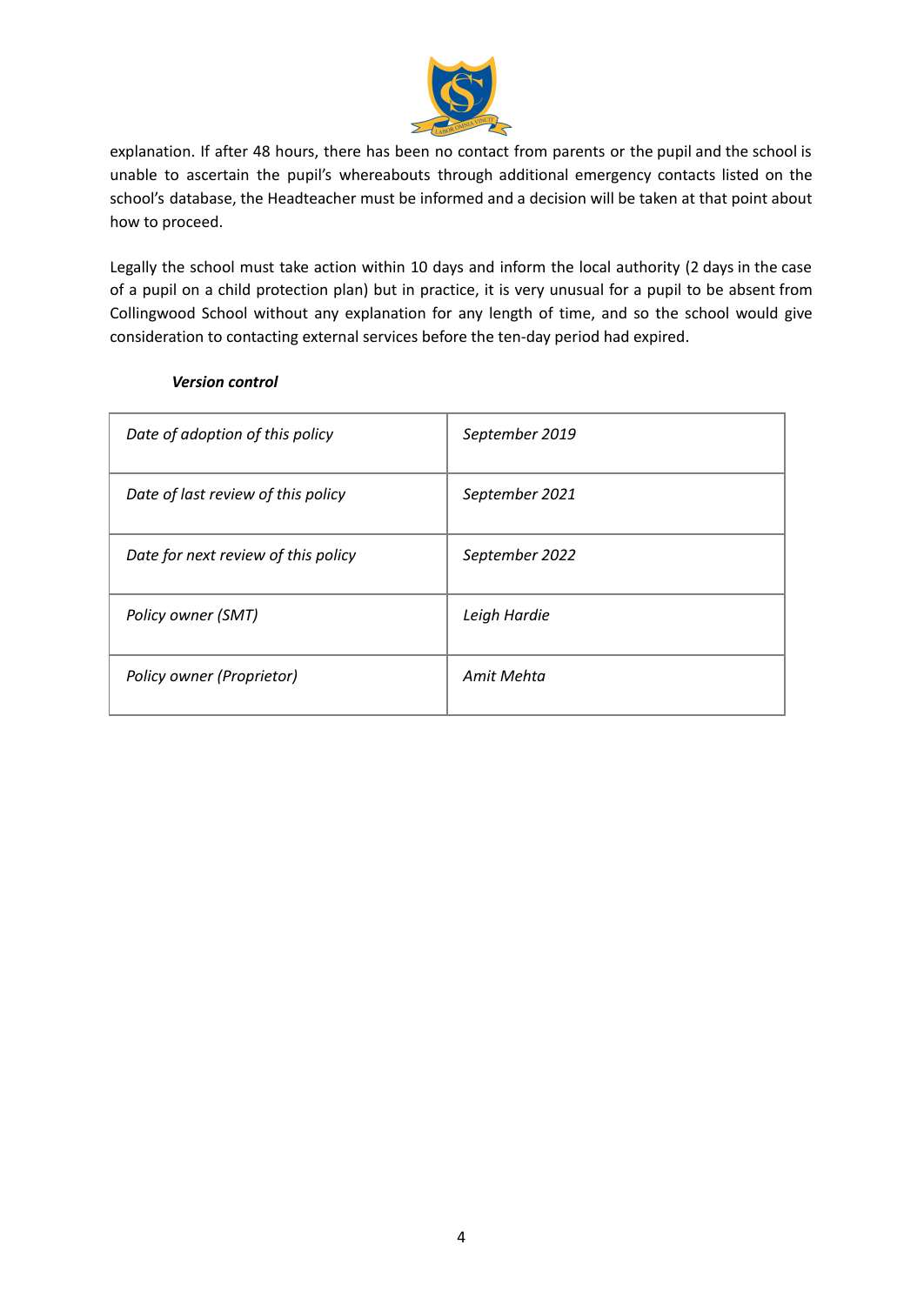explanation. If after 48 hours, there has been no contact from parents or the pupil and the school is unable to ascertain the pupil's whereabouts through additional emergency contacts listed on the school's database, the Headteacher must be informed and a decision will be taken at that point about how to proceed.

Legally the school must take action within 10 days and inform the local authority (2 days in the case of a pupil on a child protection plan) but in practice, it is very unusual for a pupil to be absent from Collingwood School without any explanation for any length of time, and so the school would give consideration to contacting external services before the ten-day period had expired.

***Version control***

| | |
|---|---|
| *Date of adoption of this policy* | *September 2019* |
| *Date of last review of this policy* | *September 2021* |
| *Date for next review of this policy* | *September 2022* |
| *Policy owner (SMT)* | *Leigh Hardie* |
| *Policy owner (Proprietor)* | *Amit Mehta* |